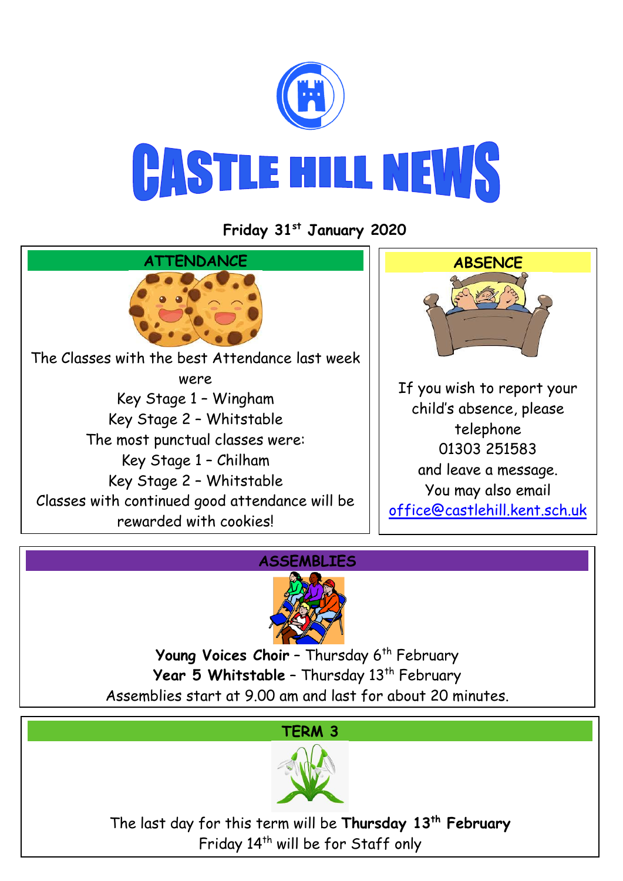# CASTLE HILL NEWS

**Friday 31st January 2020**

## ATTENDANCE

The Classes with the best Attendance last week were

Key Stage 1 – Wingham

Key Stage 2 – Whitstable

The most punctual classes were:

Key Stage 1 – Chilham

Key Stage 2 – Whitstable

Classes with continued good attendance will be rewarded with cookies!

## ABSENCE

If you wish to report your child's absence, please telephone 01303 251583 and leave a message.

You may also email office@castlehill.kent.sch.uk

## ASSEMBLIES

**Young Voices Choir** – Thursday 6th February

**Year 5 Whitstable** – Thursday 13th February

Assemblies start at 9.00 am and last for about 20 minutes.

## TERM 3

The last day for this term will be **Thursday 13th February**

Friday 14th will be for Staff only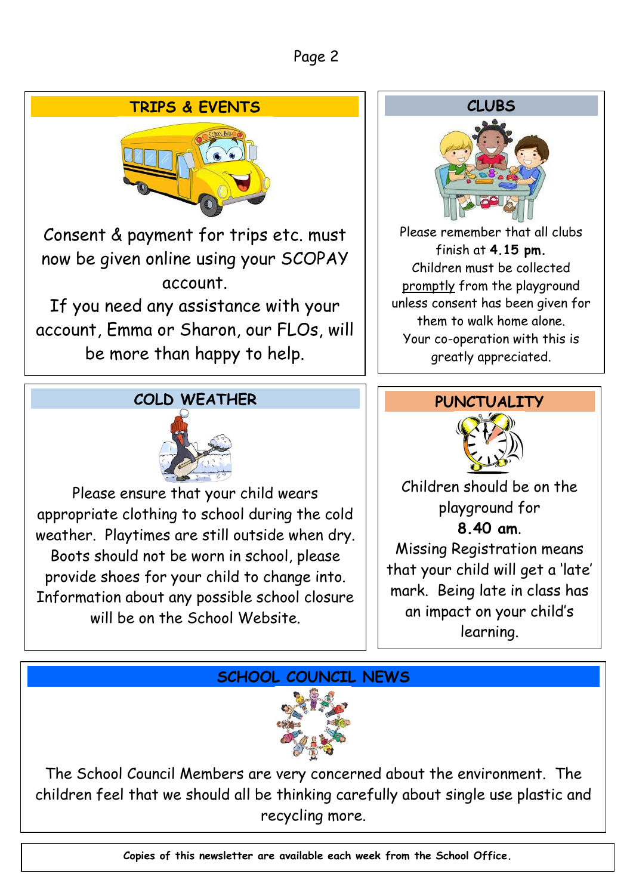## TRIPS & EVENTS

Consent & payment for trips etc. must now be given online using your SCOPAY account.

If you need any assistance with your account, Emma or Sharon, our FLOs, will be more than happy to help.

## CLUBS

Please remember that all clubs finish at **4.15 pm.**

Children must be collected promptly from the playground unless consent has been given for them to walk home alone.

Your co-operation with this is greatly appreciated.

## COLD WEATHER

Please ensure that your child wears appropriate clothing to school during the cold weather. Playtimes are still outside when dry. Boots should not be worn in school, please provide shoes for your child to change into. Information about any possible school closure will be on the School Website.

## PUNCTUALITY

Children should be on the playground for **8.40 am**.

Missing Registration means that your child will get a 'late' mark. Being late in class has an impact on your child's learning.

## SCHOOL COUNCIL NEWS

The School Council Members are very concerned about the environment. The children feel that we should all be thinking carefully about single use plastic and recycling more.

**Copies of this newsletter are available each week from the School Office.**